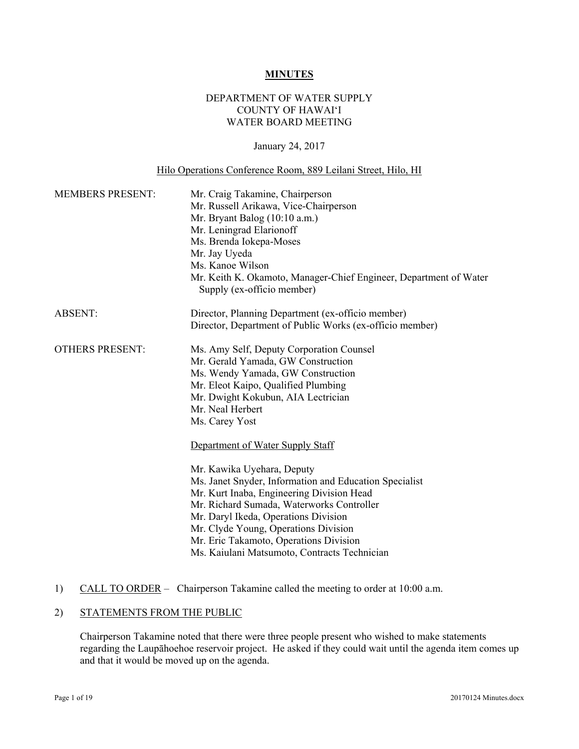# MINUTES

DEPARTMENT OF WATER SUPPLY
COUNTY OF HAWAI'I
WATER BOARD MEETING

January 24, 2017

Hilo Operations Conference Room, 889 Leilani Street, Hilo, HI

MEMBERS PRESENT:
- Mr. Craig Takamine, Chairperson
- Mr. Russell Arikawa, Vice-Chairperson
- Mr. Bryant Balog (10:10 a.m.)
- Mr. Leningrad Elarionoff
- Ms. Brenda Iokepa-Moses
- Mr. Jay Uyeda
- Ms. Kanoe Wilson
- Mr. Keith K. Okamoto, Manager-Chief Engineer, Department of Water Supply (ex-officio member)

ABSENT:
- Director, Planning Department (ex-officio member)
- Director, Department of Public Works (ex-officio member)

OTHERS PRESENT:
- Ms. Amy Self, Deputy Corporation Counsel
- Mr. Gerald Yamada, GW Construction
- Ms. Wendy Yamada, GW Construction
- Mr. Eleot Kaipo, Qualified Plumbing
- Mr. Dwight Kokubun, AIA Lectrician
- Mr. Neal Herbert
- Ms. Carey Yost

Department of Water Supply Staff

- Mr. Kawika Uyehara, Deputy
- Ms. Janet Snyder, Information and Education Specialist
- Mr. Kurt Inaba, Engineering Division Head
- Mr. Richard Sumada, Waterworks Controller
- Mr. Daryl Ikeda, Operations Division
- Mr. Clyde Young, Operations Division
- Mr. Eric Takamoto, Operations Division
- Ms. Kaiulani Matsumoto, Contracts Technician

1) CALL TO ORDER – Chairperson Takamine called the meeting to order at 10:00 a.m.

2) STATEMENTS FROM THE PUBLIC

Chairperson Takamine noted that there were three people present who wished to make statements regarding the Laupāhoehoe reservoir project. He asked if they could wait until the agenda item comes up and that it would be moved up on the agenda.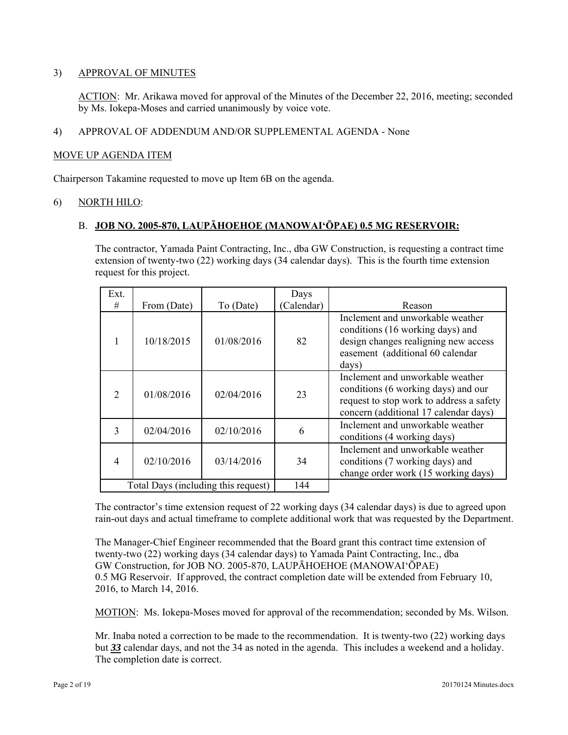3) <u>APPROVAL OF MINUTES</u>

<u>ACTION</u>: Mr. Arikawa moved for approval of the Minutes of the December 22, 2016, meeting; seconded by Ms. Iokepa-Moses and carried unanimously by voice vote.

4) APPROVAL OF ADDENDUM AND/OR SUPPLEMENTAL AGENDA - None

<u>MOVE UP AGENDA ITEM</u>

Chairperson Takamine requested to move up Item 6B on the agenda.

6) <u>NORTH HILO</u>:

B. **<u>JOB NO. 2005-870, LAUPĀHOEHOE (MANOWAIʻŌPAE) 0.5 MG RESERVOIR:</u>**

The contractor, Yamada Paint Contracting, Inc., dba GW Construction, is requesting a contract time extension of twenty-two (22) working days (34 calendar days). This is the fourth time extension request for this project.

| Ext. # | From (Date) | To (Date) | Days (Calendar) | Reason |
|---|---|---|---|---|
| 1 | 10/18/2015 | 01/08/2016 | 82 | Inclement and unworkable weather conditions (16 working days) and design changes realigning new access easement (additional 60 calendar days) |
| 2 | 01/08/2016 | 02/04/2016 | 23 | Inclement and unworkable weather conditions (6 working days) and our request to stop work to address a safety concern (additional 17 calendar days) |
| 3 | 02/04/2016 | 02/10/2016 | 6 | Inclement and unworkable weather conditions (4 working days) |
| 4 | 02/10/2016 | 03/14/2016 | 34 | Inclement and unworkable weather conditions (7 working days) and change order work (15 working days) |
| Total Days (including this request) | | | 144 | |

The contractor's time extension request of 22 working days (34 calendar days) is due to agreed upon rain-out days and actual timeframe to complete additional work that was requested by the Department.

The Manager-Chief Engineer recommended that the Board grant this contract time extension of twenty-two (22) working days (34 calendar days) to Yamada Paint Contracting, Inc., dba GW Construction, for JOB NO. 2005-870, LAUPĀHOEHOE (MANOWAIʻŌPAE) 0.5 MG Reservoir. If approved, the contract completion date will be extended from February 10, 2016, to March 14, 2016.

<u>MOTION</u>: Ms. Iokepa-Moses moved for approval of the recommendation; seconded by Ms. Wilson.

Mr. Inaba noted a correction to be made to the recommendation. It is twenty-two (22) working days but ***<u>33</u>*** calendar days, and not the 34 as noted in the agenda. This includes a weekend and a holiday. The completion date is correct.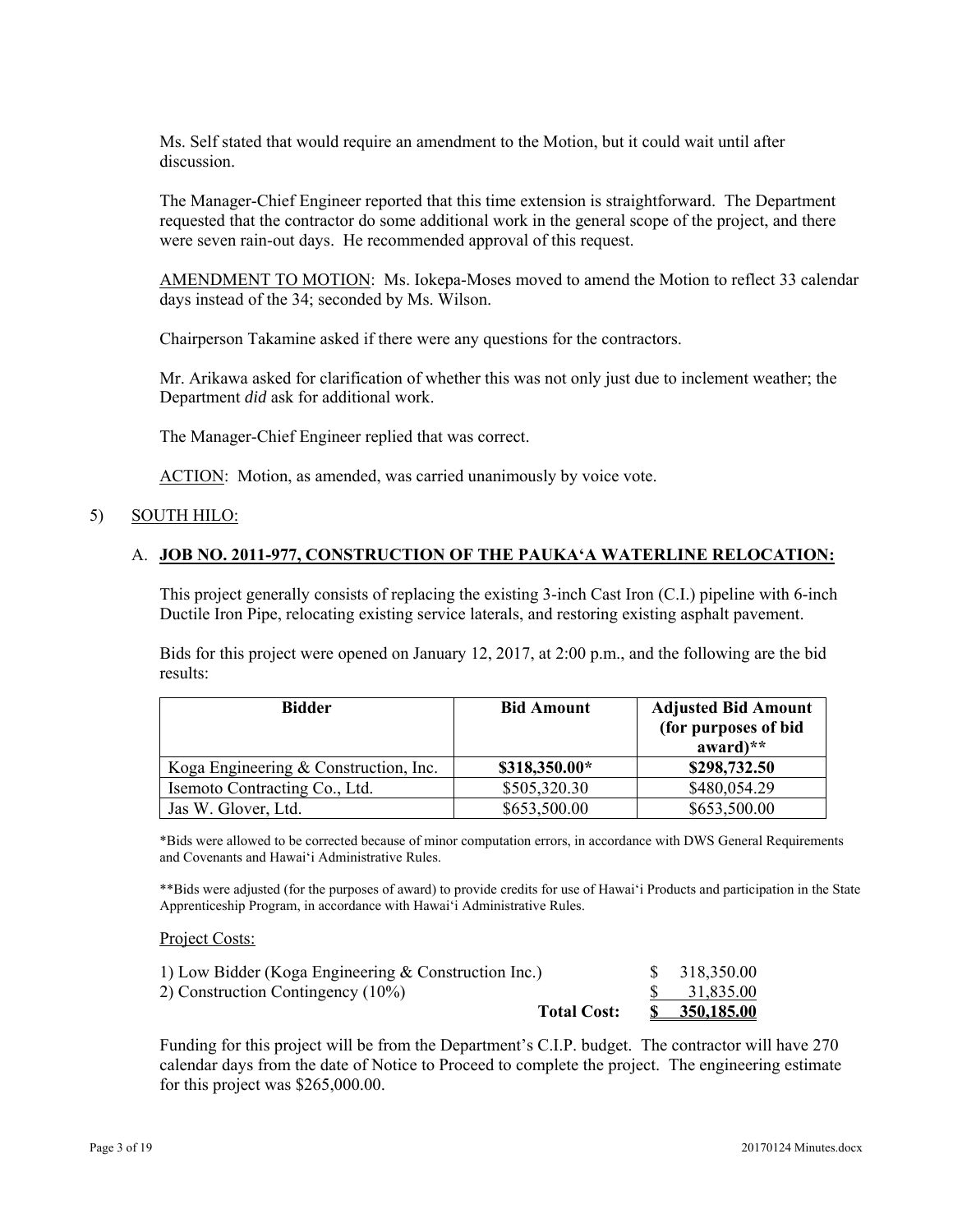Ms. Self stated that would require an amendment to the Motion, but it could wait until after discussion.

The Manager-Chief Engineer reported that this time extension is straightforward. The Department requested that the contractor do some additional work in the general scope of the project, and there were seven rain-out days. He recommended approval of this request.

<u>AMENDMENT TO MOTION</u>: Ms. Iokepa-Moses moved to amend the Motion to reflect 33 calendar days instead of the 34; seconded by Ms. Wilson.

Chairperson Takamine asked if there were any questions for the contractors.

Mr. Arikawa asked for clarification of whether this was not only just due to inclement weather; the Department *did* ask for additional work.

The Manager-Chief Engineer replied that was correct.

<u>ACTION</u>: Motion, as amended, was carried unanimously by voice vote.

5) <u>SOUTH HILO</u>:

A. **<u>JOB NO. 2011-977, CONSTRUCTION OF THE PAUKA'A WATERLINE RELOCATION:</u>**

This project generally consists of replacing the existing 3-inch Cast Iron (C.I.) pipeline with 6-inch Ductile Iron Pipe, relocating existing service laterals, and restoring existing asphalt pavement.

Bids for this project were opened on January 12, 2017, at 2:00 p.m., and the following are the bid results:

| Bidder | Bid Amount | Adjusted Bid Amount (for purposes of bid award)** |
|---|---|---|
| Koga Engineering & Construction, Inc. | **$318,350.00*** | **$298,732.50** |
| Isemoto Contracting Co., Ltd. | $505,320.30 | $480,054.29 |
| Jas W. Glover, Ltd. | $653,500.00 | $653,500.00 |

*Bids were allowed to be corrected because of minor computation errors, in accordance with DWS General Requirements and Covenants and Hawai'i Administrative Rules.

**Bids were adjusted (for the purposes of award) to provide credits for use of Hawai'i Products and participation in the State Apprenticeship Program, in accordance with Hawai'i Administrative Rules.

<u>Project Costs:</u>

| | |
|---|---|
| 1) Low Bidder (Koga Engineering & Construction Inc.) | $ 318,350.00 |
| 2) Construction Contingency (10%) | $ 31,835.00 |
| **Total Cost:** | **$ 350,185.00** |

Funding for this project will be from the Department's C.I.P. budget. The contractor will have 270 calendar days from the date of Notice to Proceed to complete the project. The engineering estimate for this project was $265,000.00.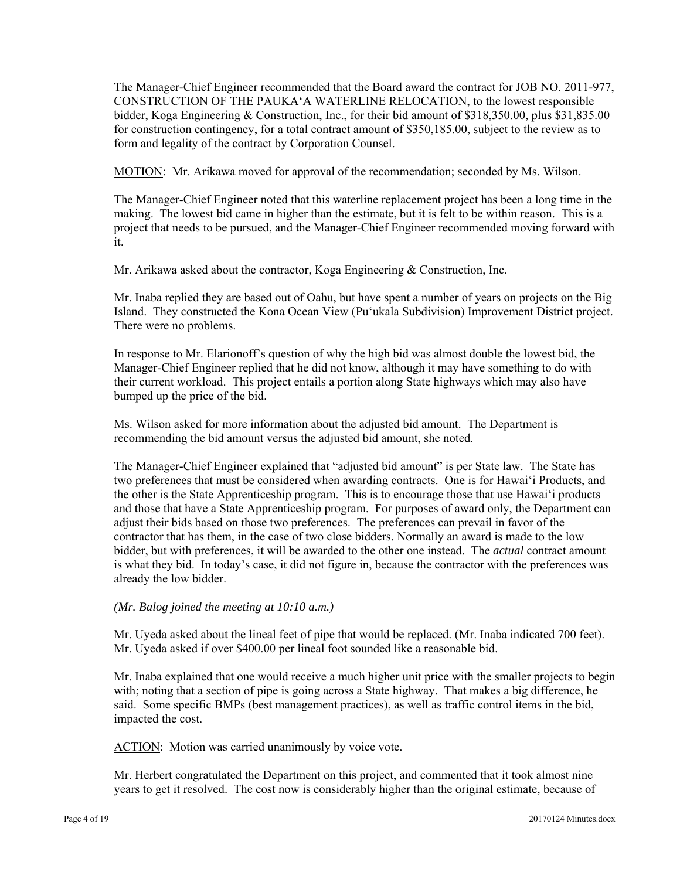The Manager-Chief Engineer recommended that the Board award the contract for JOB NO. 2011-977, CONSTRUCTION OF THE PAUKA'A WATERLINE RELOCATION, to the lowest responsible bidder, Koga Engineering & Construction, Inc., for their bid amount of $318,350.00, plus $31,835.00 for construction contingency, for a total contract amount of $350,185.00, subject to the review as to form and legality of the contract by Corporation Counsel.

MOTION: Mr. Arikawa moved for approval of the recommendation; seconded by Ms. Wilson.

The Manager-Chief Engineer noted that this waterline replacement project has been a long time in the making. The lowest bid came in higher than the estimate, but it is felt to be within reason. This is a project that needs to be pursued, and the Manager-Chief Engineer recommended moving forward with it.

Mr. Arikawa asked about the contractor, Koga Engineering & Construction, Inc.

Mr. Inaba replied they are based out of Oahu, but have spent a number of years on projects on the Big Island. They constructed the Kona Ocean View (Pu'ukala Subdivision) Improvement District project. There were no problems.

In response to Mr. Elarionoff's question of why the high bid was almost double the lowest bid, the Manager-Chief Engineer replied that he did not know, although it may have something to do with their current workload. This project entails a portion along State highways which may also have bumped up the price of the bid.

Ms. Wilson asked for more information about the adjusted bid amount. The Department is recommending the bid amount versus the adjusted bid amount, she noted.

The Manager-Chief Engineer explained that "adjusted bid amount" is per State law. The State has two preferences that must be considered when awarding contracts. One is for Hawai'i Products, and the other is the State Apprenticeship program. This is to encourage those that use Hawai'i products and those that have a State Apprenticeship program. For purposes of award only, the Department can adjust their bids based on those two preferences. The preferences can prevail in favor of the contractor that has them, in the case of two close bidders. Normally an award is made to the low bidder, but with preferences, it will be awarded to the other one instead. The *actual* contract amount is what they bid. In today's case, it did not figure in, because the contractor with the preferences was already the low bidder.

*(Mr. Balog joined the meeting at 10:10 a.m.)*

Mr. Uyeda asked about the lineal feet of pipe that would be replaced. (Mr. Inaba indicated 700 feet). Mr. Uyeda asked if over $400.00 per lineal foot sounded like a reasonable bid.

Mr. Inaba explained that one would receive a much higher unit price with the smaller projects to begin with; noting that a section of pipe is going across a State highway. That makes a big difference, he said. Some specific BMPs (best management practices), as well as traffic control items in the bid, impacted the cost.

ACTION: Motion was carried unanimously by voice vote.

Mr. Herbert congratulated the Department on this project, and commented that it took almost nine years to get it resolved. The cost now is considerably higher than the original estimate, because of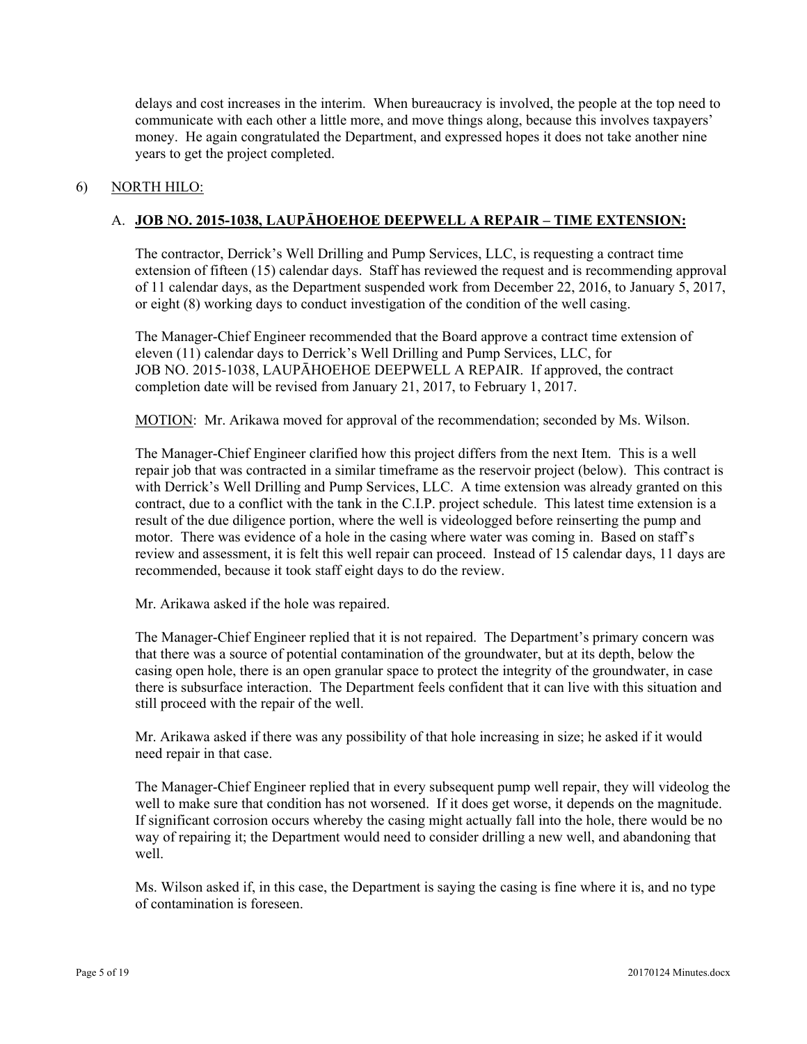delays and cost increases in the interim. When bureaucracy is involved, the people at the top need to communicate with each other a little more, and move things along, because this involves taxpayers' money. He again congratulated the Department, and expressed hopes it does not take another nine years to get the project completed.

6) NORTH HILO:

A. **JOB NO. 2015-1038, LAUPĀHOEHOE DEEPWELL A REPAIR – TIME EXTENSION:**

The contractor, Derrick's Well Drilling and Pump Services, LLC, is requesting a contract time extension of fifteen (15) calendar days. Staff has reviewed the request and is recommending approval of 11 calendar days, as the Department suspended work from December 22, 2016, to January 5, 2017, or eight (8) working days to conduct investigation of the condition of the well casing.

The Manager-Chief Engineer recommended that the Board approve a contract time extension of eleven (11) calendar days to Derrick's Well Drilling and Pump Services, LLC, for JOB NO. 2015-1038, LAUPĀHOEHOE DEEPWELL A REPAIR. If approved, the contract completion date will be revised from January 21, 2017, to February 1, 2017.

MOTION: Mr. Arikawa moved for approval of the recommendation; seconded by Ms. Wilson.

The Manager-Chief Engineer clarified how this project differs from the next Item. This is a well repair job that was contracted in a similar timeframe as the reservoir project (below). This contract is with Derrick's Well Drilling and Pump Services, LLC. A time extension was already granted on this contract, due to a conflict with the tank in the C.I.P. project schedule. This latest time extension is a result of the due diligence portion, where the well is videologged before reinserting the pump and motor. There was evidence of a hole in the casing where water was coming in. Based on staff's review and assessment, it is felt this well repair can proceed. Instead of 15 calendar days, 11 days are recommended, because it took staff eight days to do the review.

Mr. Arikawa asked if the hole was repaired.

The Manager-Chief Engineer replied that it is not repaired. The Department's primary concern was that there was a source of potential contamination of the groundwater, but at its depth, below the casing open hole, there is an open granular space to protect the integrity of the groundwater, in case there is subsurface interaction. The Department feels confident that it can live with this situation and still proceed with the repair of the well.

Mr. Arikawa asked if there was any possibility of that hole increasing in size; he asked if it would need repair in that case.

The Manager-Chief Engineer replied that in every subsequent pump well repair, they will videolog the well to make sure that condition has not worsened. If it does get worse, it depends on the magnitude. If significant corrosion occurs whereby the casing might actually fall into the hole, there would be no way of repairing it; the Department would need to consider drilling a new well, and abandoning that well.

Ms. Wilson asked if, in this case, the Department is saying the casing is fine where it is, and no type of contamination is foreseen.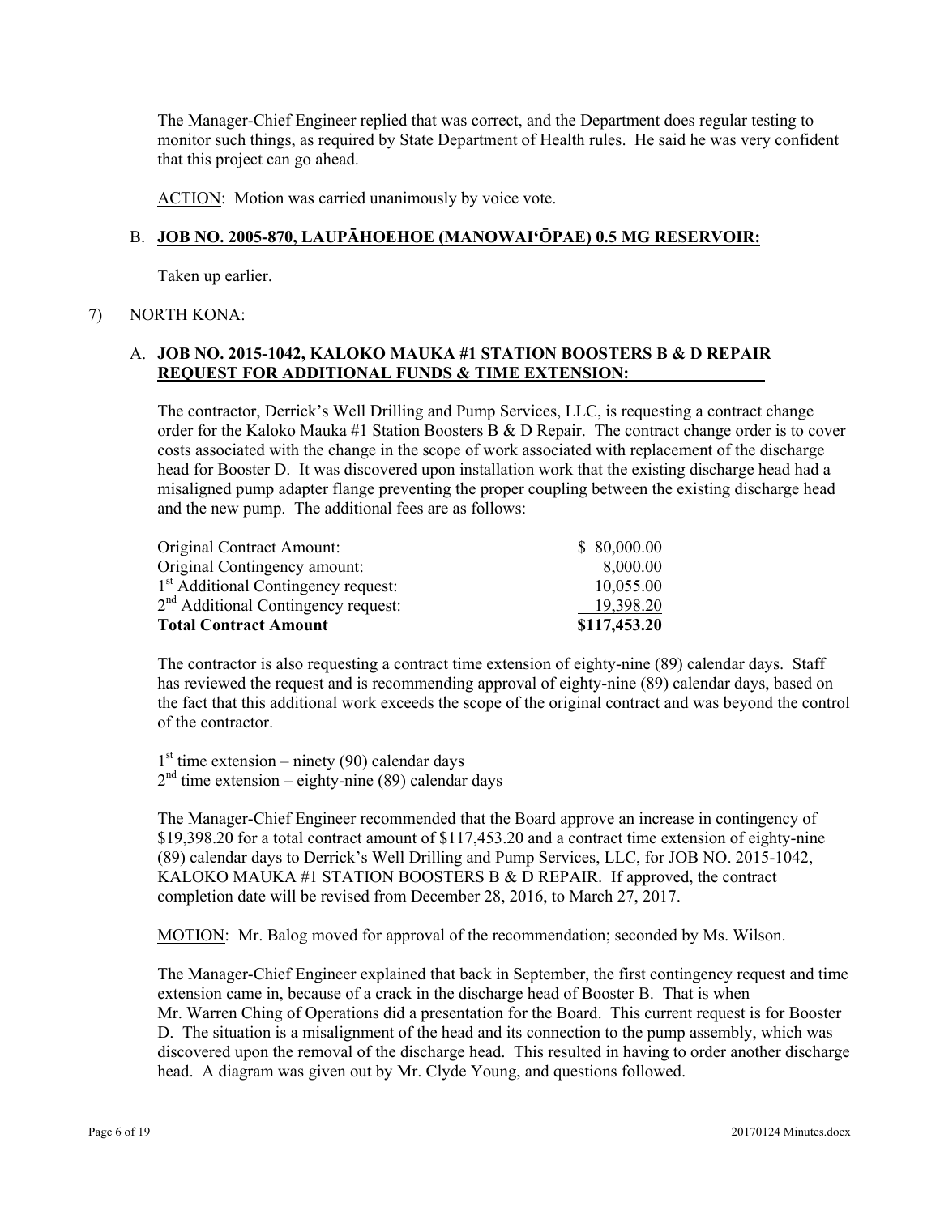The Manager-Chief Engineer replied that was correct, and the Department does regular testing to monitor such things, as required by State Department of Health rules. He said he was very confident that this project can go ahead.

ACTION: Motion was carried unanimously by voice vote.

B. **JOB NO. 2005-870, LAUPĀHOEHOE (MANOWAIʻŌPAE) 0.5 MG RESERVOIR:**

Taken up earlier.

7) NORTH KONA:

A. **JOB NO. 2015-1042, KALOKO MAUKA #1 STATION BOOSTERS B & D REPAIR REQUEST FOR ADDITIONAL FUNDS & TIME EXTENSION:**

The contractor, Derrick's Well Drilling and Pump Services, LLC, is requesting a contract change order for the Kaloko Mauka #1 Station Boosters B & D Repair. The contract change order is to cover costs associated with the change in the scope of work associated with replacement of the discharge head for Booster D. It was discovered upon installation work that the existing discharge head had a misaligned pump adapter flange preventing the proper coupling between the existing discharge head and the new pump. The additional fees are as follows:

| | |
|---|---|
| Original Contract Amount: | \$ 80,000.00 |
| Original Contingency amount: | 8,000.00 |
| 1st Additional Contingency request: | 10,055.00 |
| 2nd Additional Contingency request: | 19,398.20 |
| **Total Contract Amount** | **\$117,453.20** |

The contractor is also requesting a contract time extension of eighty-nine (89) calendar days. Staff has reviewed the request and is recommending approval of eighty-nine (89) calendar days, based on the fact that this additional work exceeds the scope of the original contract and was beyond the control of the contractor.

1st time extension – ninety (90) calendar days
2nd time extension – eighty-nine (89) calendar days

The Manager-Chief Engineer recommended that the Board approve an increase in contingency of \$19,398.20 for a total contract amount of \$117,453.20 and a contract time extension of eighty-nine (89) calendar days to Derrick's Well Drilling and Pump Services, LLC, for JOB NO. 2015-1042, KALOKO MAUKA #1 STATION BOOSTERS B & D REPAIR. If approved, the contract completion date will be revised from December 28, 2016, to March 27, 2017.

MOTION: Mr. Balog moved for approval of the recommendation; seconded by Ms. Wilson.

The Manager-Chief Engineer explained that back in September, the first contingency request and time extension came in, because of a crack in the discharge head of Booster B. That is when Mr. Warren Ching of Operations did a presentation for the Board. This current request is for Booster D. The situation is a misalignment of the head and its connection to the pump assembly, which was discovered upon the removal of the discharge head. This resulted in having to order another discharge head. A diagram was given out by Mr. Clyde Young, and questions followed.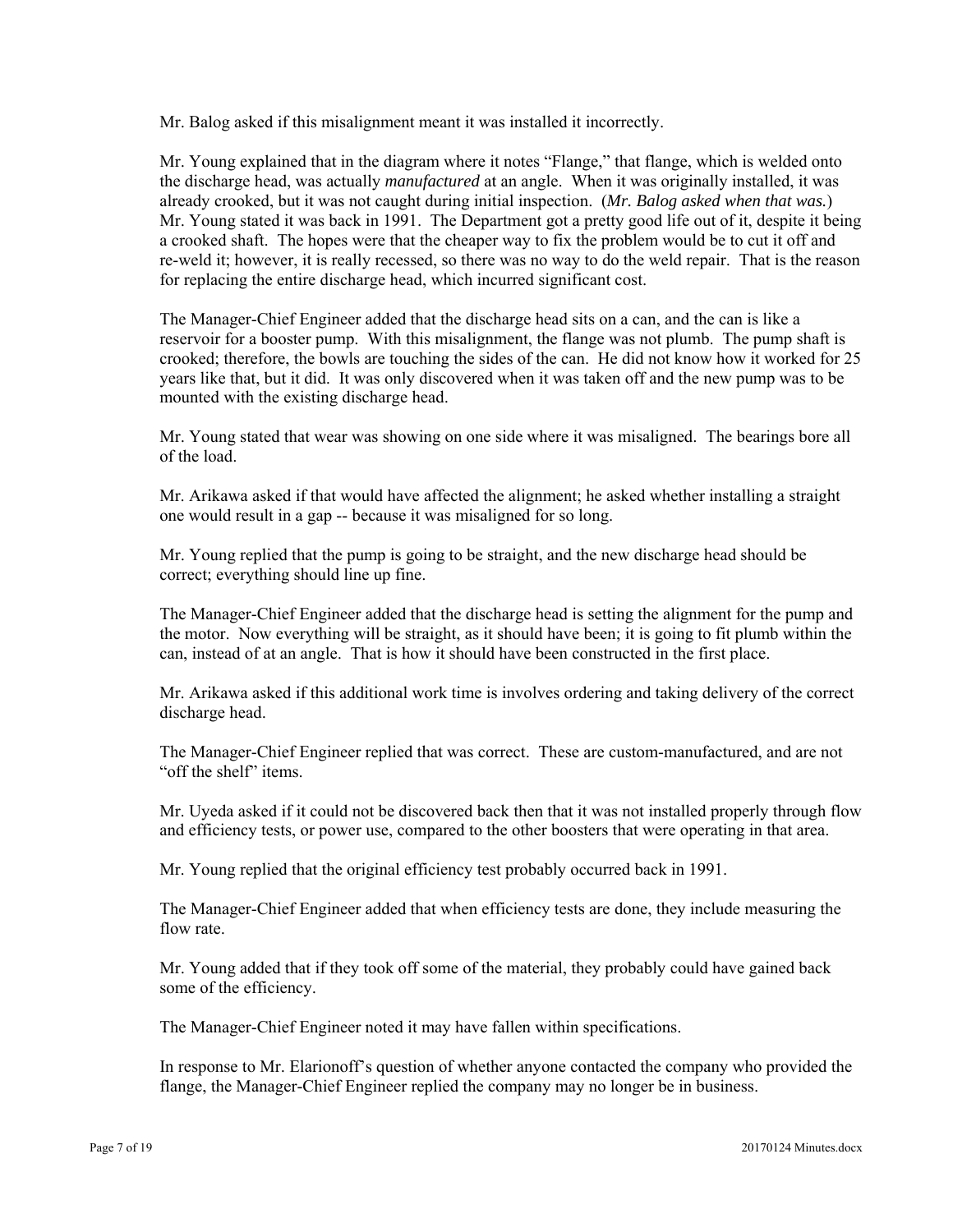Mr. Balog asked if this misalignment meant it was installed it incorrectly.

Mr. Young explained that in the diagram where it notes "Flange," that flange, which is welded onto the discharge head, was actually *manufactured* at an angle. When it was originally installed, it was already crooked, but it was not caught during initial inspection. (*Mr. Balog asked when that was.*) Mr. Young stated it was back in 1991. The Department got a pretty good life out of it, despite it being a crooked shaft. The hopes were that the cheaper way to fix the problem would be to cut it off and re-weld it; however, it is really recessed, so there was no way to do the weld repair. That is the reason for replacing the entire discharge head, which incurred significant cost.

The Manager-Chief Engineer added that the discharge head sits on a can, and the can is like a reservoir for a booster pump. With this misalignment, the flange was not plumb. The pump shaft is crooked; therefore, the bowls are touching the sides of the can. He did not know how it worked for 25 years like that, but it did. It was only discovered when it was taken off and the new pump was to be mounted with the existing discharge head.

Mr. Young stated that wear was showing on one side where it was misaligned. The bearings bore all of the load.

Mr. Arikawa asked if that would have affected the alignment; he asked whether installing a straight one would result in a gap -- because it was misaligned for so long.

Mr. Young replied that the pump is going to be straight, and the new discharge head should be correct; everything should line up fine.

The Manager-Chief Engineer added that the discharge head is setting the alignment for the pump and the motor. Now everything will be straight, as it should have been; it is going to fit plumb within the can, instead of at an angle. That is how it should have been constructed in the first place.

Mr. Arikawa asked if this additional work time is involves ordering and taking delivery of the correct discharge head.

The Manager-Chief Engineer replied that was correct. These are custom-manufactured, and are not "off the shelf" items.

Mr. Uyeda asked if it could not be discovered back then that it was not installed properly through flow and efficiency tests, or power use, compared to the other boosters that were operating in that area.

Mr. Young replied that the original efficiency test probably occurred back in 1991.

The Manager-Chief Engineer added that when efficiency tests are done, they include measuring the flow rate.

Mr. Young added that if they took off some of the material, they probably could have gained back some of the efficiency.

The Manager-Chief Engineer noted it may have fallen within specifications.

In response to Mr. Elarionoff's question of whether anyone contacted the company who provided the flange, the Manager-Chief Engineer replied the company may no longer be in business.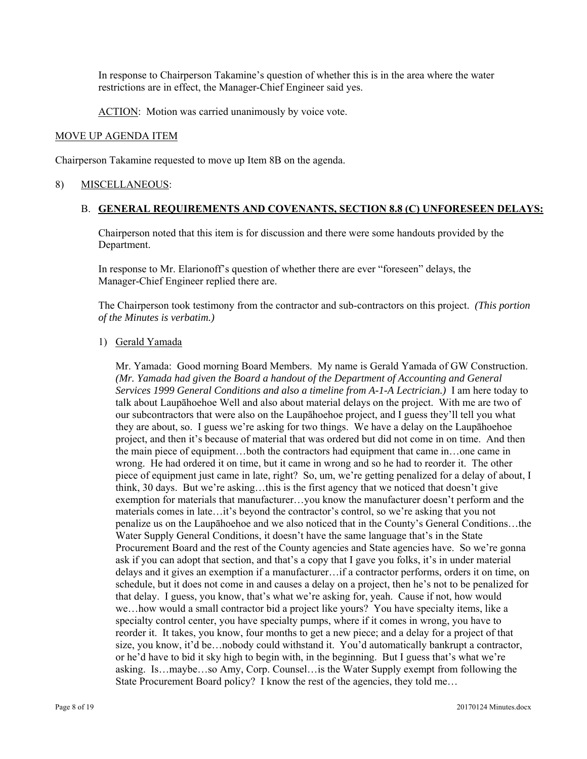In response to Chairperson Takamine's question of whether this is in the area where the water restrictions are in effect, the Manager-Chief Engineer said yes.

ACTION: Motion was carried unanimously by voice vote.

MOVE UP AGENDA ITEM

Chairperson Takamine requested to move up Item 8B on the agenda.

8) MISCELLANEOUS:

B. **GENERAL REQUIREMENTS AND COVENANTS, SECTION 8.8 (C) UNFORESEEN DELAYS:**

Chairperson noted that this item is for discussion and there were some handouts provided by the Department.

In response to Mr. Elarionoff's question of whether there are ever "foreseen" delays, the Manager-Chief Engineer replied there are.

The Chairperson took testimony from the contractor and sub-contractors on this project. *(This portion of the Minutes is verbatim.)*

1) Gerald Yamada

Mr. Yamada: Good morning Board Members. My name is Gerald Yamada of GW Construction. *(Mr. Yamada had given the Board a handout of the Department of Accounting and General Services 1999 General Conditions and also a timeline from A-1-A Lectrician.)* I am here today to talk about Laupāhoehoe Well and also about material delays on the project. With me are two of our subcontractors that were also on the Laupāhoehoe project, and I guess they'll tell you what they are about, so. I guess we're asking for two things. We have a delay on the Laupāhoehoe project, and then it's because of material that was ordered but did not come in on time. And then the main piece of equipment…both the contractors had equipment that came in…one came in wrong. He had ordered it on time, but it came in wrong and so he had to reorder it. The other piece of equipment just came in late, right? So, um, we're getting penalized for a delay of about, I think, 30 days. But we're asking…this is the first agency that we noticed that doesn't give exemption for materials that manufacturer…you know the manufacturer doesn't perform and the materials comes in late…it's beyond the contractor's control, so we're asking that you not penalize us on the Laupāhoehoe and we also noticed that in the County's General Conditions…the Water Supply General Conditions, it doesn't have the same language that's in the State Procurement Board and the rest of the County agencies and State agencies have. So we're gonna ask if you can adopt that section, and that's a copy that I gave you folks, it's in under material delays and it gives an exemption if a manufacturer…if a contractor performs, orders it on time, on schedule, but it does not come in and causes a delay on a project, then he's not to be penalized for that delay. I guess, you know, that's what we're asking for, yeah. Cause if not, how would we…how would a small contractor bid a project like yours? You have specialty items, like a specialty control center, you have specialty pumps, where if it comes in wrong, you have to reorder it. It takes, you know, four months to get a new piece; and a delay for a project of that size, you know, it'd be…nobody could withstand it. You'd automatically bankrupt a contractor, or he'd have to bid it sky high to begin with, in the beginning. But I guess that's what we're asking. Is…maybe…so Amy, Corp. Counsel…is the Water Supply exempt from following the State Procurement Board policy? I know the rest of the agencies, they told me…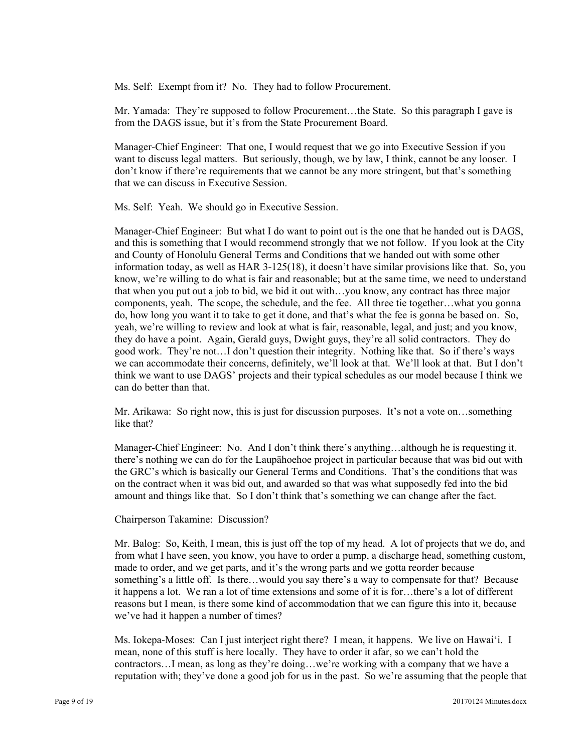Ms. Self: Exempt from it? No. They had to follow Procurement.

Mr. Yamada: They're supposed to follow Procurement…the State. So this paragraph I gave is from the DAGS issue, but it's from the State Procurement Board.

Manager-Chief Engineer: That one, I would request that we go into Executive Session if you want to discuss legal matters. But seriously, though, we by law, I think, cannot be any looser. I don't know if there're requirements that we cannot be any more stringent, but that's something that we can discuss in Executive Session.

Ms. Self: Yeah. We should go in Executive Session.

Manager-Chief Engineer: But what I do want to point out is the one that he handed out is DAGS, and this is something that I would recommend strongly that we not follow. If you look at the City and County of Honolulu General Terms and Conditions that we handed out with some other information today, as well as HAR 3-125(18), it doesn't have similar provisions like that. So, you know, we're willing to do what is fair and reasonable; but at the same time, we need to understand that when you put out a job to bid, we bid it out with…you know, any contract has three major components, yeah. The scope, the schedule, and the fee. All three tie together…what you gonna do, how long you want it to take to get it done, and that's what the fee is gonna be based on. So, yeah, we're willing to review and look at what is fair, reasonable, legal, and just; and you know, they do have a point. Again, Gerald guys, Dwight guys, they're all solid contractors. They do good work. They're not…I don't question their integrity. Nothing like that. So if there's ways we can accommodate their concerns, definitely, we'll look at that. We'll look at that. But I don't think we want to use DAGS' projects and their typical schedules as our model because I think we can do better than that.

Mr. Arikawa: So right now, this is just for discussion purposes. It's not a vote on…something like that?

Manager-Chief Engineer: No. And I don't think there's anything…although he is requesting it, there's nothing we can do for the Laupāhoehoe project in particular because that was bid out with the GRC's which is basically our General Terms and Conditions. That's the conditions that was on the contract when it was bid out, and awarded so that was what supposedly fed into the bid amount and things like that. So I don't think that's something we can change after the fact.

Chairperson Takamine: Discussion?

Mr. Balog: So, Keith, I mean, this is just off the top of my head. A lot of projects that we do, and from what I have seen, you know, you have to order a pump, a discharge head, something custom, made to order, and we get parts, and it's the wrong parts and we gotta reorder because something's a little off. Is there…would you say there's a way to compensate for that? Because it happens a lot. We ran a lot of time extensions and some of it is for…there's a lot of different reasons but I mean, is there some kind of accommodation that we can figure this into it, because we've had it happen a number of times?

Ms. Iokepa-Moses: Can I just interject right there? I mean, it happens. We live on Hawaiʻi. I mean, none of this stuff is here locally. They have to order it afar, so we can't hold the contractors…I mean, as long as they're doing…we're working with a company that we have a reputation with; they've done a good job for us in the past. So we're assuming that the people that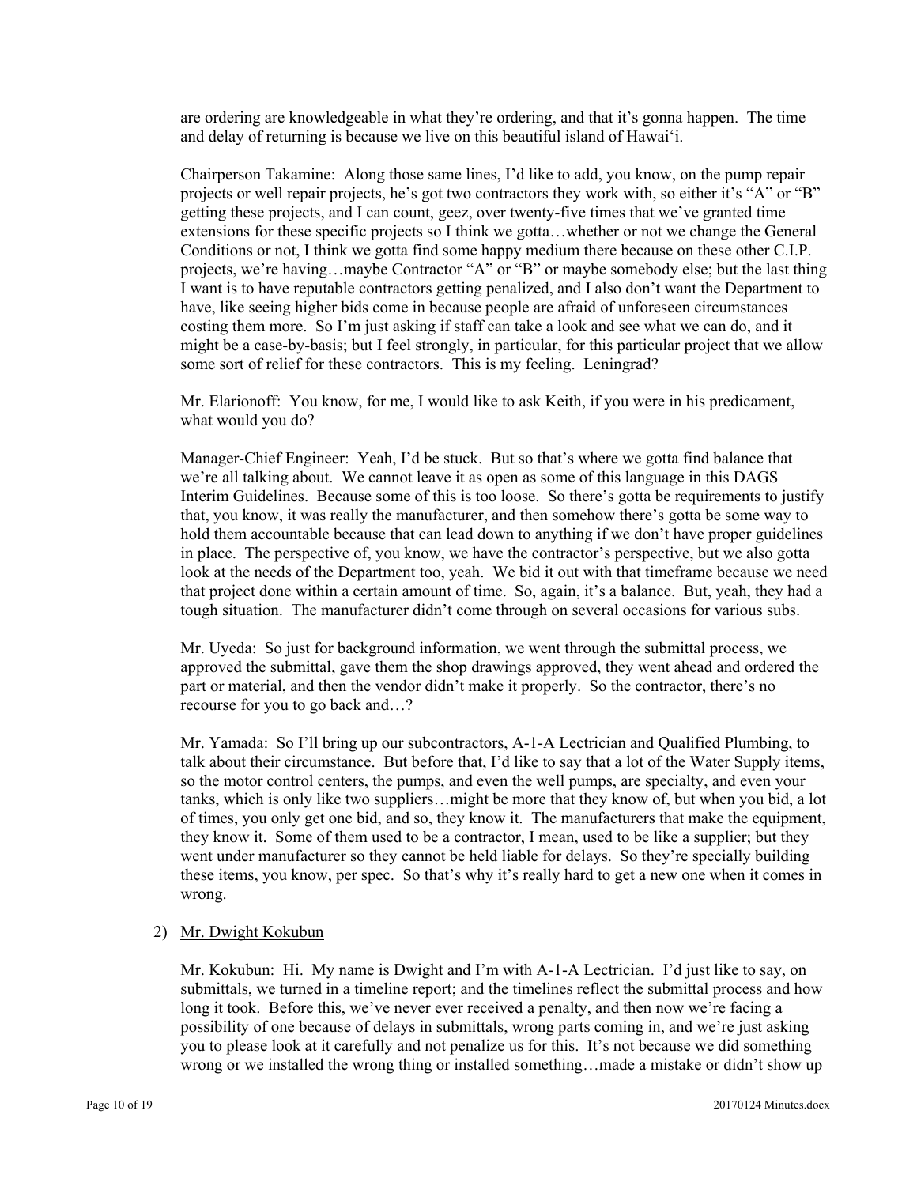are ordering are knowledgeable in what they're ordering, and that it's gonna happen. The time and delay of returning is because we live on this beautiful island of Hawai'i.

Chairperson Takamine: Along those same lines, I'd like to add, you know, on the pump repair projects or well repair projects, he's got two contractors they work with, so either it's "A" or "B" getting these projects, and I can count, geez, over twenty-five times that we've granted time extensions for these specific projects so I think we gotta…whether or not we change the General Conditions or not, I think we gotta find some happy medium there because on these other C.I.P. projects, we're having…maybe Contractor "A" or "B" or maybe somebody else; but the last thing I want is to have reputable contractors getting penalized, and I also don't want the Department to have, like seeing higher bids come in because people are afraid of unforeseen circumstances costing them more. So I'm just asking if staff can take a look and see what we can do, and it might be a case-by-basis; but I feel strongly, in particular, for this particular project that we allow some sort of relief for these contractors. This is my feeling. Leningrad?

Mr. Elarionoff: You know, for me, I would like to ask Keith, if you were in his predicament, what would you do?

Manager-Chief Engineer: Yeah, I'd be stuck. But so that's where we gotta find balance that we're all talking about. We cannot leave it as open as some of this language in this DAGS Interim Guidelines. Because some of this is too loose. So there's gotta be requirements to justify that, you know, it was really the manufacturer, and then somehow there's gotta be some way to hold them accountable because that can lead down to anything if we don't have proper guidelines in place. The perspective of, you know, we have the contractor's perspective, but we also gotta look at the needs of the Department too, yeah. We bid it out with that timeframe because we need that project done within a certain amount of time. So, again, it's a balance. But, yeah, they had a tough situation. The manufacturer didn't come through on several occasions for various subs.

Mr. Uyeda: So just for background information, we went through the submittal process, we approved the submittal, gave them the shop drawings approved, they went ahead and ordered the part or material, and then the vendor didn't make it properly. So the contractor, there's no recourse for you to go back and…?

Mr. Yamada: So I'll bring up our subcontractors, A-1-A Lectrician and Qualified Plumbing, to talk about their circumstance. But before that, I'd like to say that a lot of the Water Supply items, so the motor control centers, the pumps, and even the well pumps, are specialty, and even your tanks, which is only like two suppliers…might be more that they know of, but when you bid, a lot of times, you only get one bid, and so, they know it. The manufacturers that make the equipment, they know it. Some of them used to be a contractor, I mean, used to be like a supplier; but they went under manufacturer so they cannot be held liable for delays. So they're specially building these items, you know, per spec. So that's why it's really hard to get a new one when it comes in wrong.

2) Mr. Dwight Kokubun

Mr. Kokubun: Hi. My name is Dwight and I'm with A-1-A Lectrician. I'd just like to say, on submittals, we turned in a timeline report; and the timelines reflect the submittal process and how long it took. Before this, we've never ever received a penalty, and then now we're facing a possibility of one because of delays in submittals, wrong parts coming in, and we're just asking you to please look at it carefully and not penalize us for this. It's not because we did something wrong or we installed the wrong thing or installed something…made a mistake or didn't show up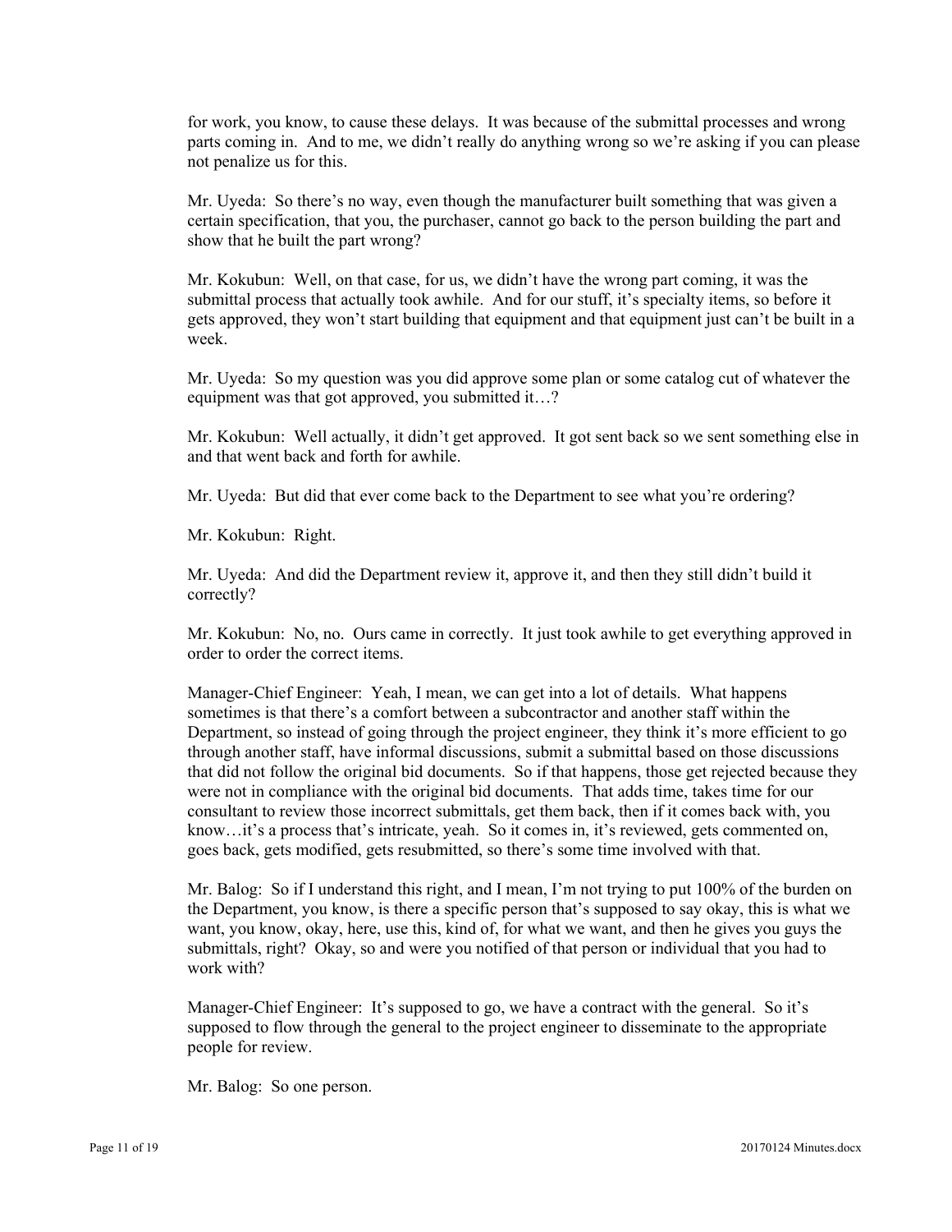for work, you know, to cause these delays. It was because of the submittal processes and wrong parts coming in. And to me, we didn't really do anything wrong so we're asking if you can please not penalize us for this.

Mr. Uyeda: So there's no way, even though the manufacturer built something that was given a certain specification, that you, the purchaser, cannot go back to the person building the part and show that he built the part wrong?

Mr. Kokubun: Well, on that case, for us, we didn't have the wrong part coming, it was the submittal process that actually took awhile. And for our stuff, it's specialty items, so before it gets approved, they won't start building that equipment and that equipment just can't be built in a week.

Mr. Uyeda: So my question was you did approve some plan or some catalog cut of whatever the equipment was that got approved, you submitted it…?

Mr. Kokubun: Well actually, it didn't get approved. It got sent back so we sent something else in and that went back and forth for awhile.

Mr. Uyeda: But did that ever come back to the Department to see what you're ordering?

Mr. Kokubun: Right.

Mr. Uyeda: And did the Department review it, approve it, and then they still didn't build it correctly?

Mr. Kokubun: No, no. Ours came in correctly. It just took awhile to get everything approved in order to order the correct items.

Manager-Chief Engineer: Yeah, I mean, we can get into a lot of details. What happens sometimes is that there's a comfort between a subcontractor and another staff within the Department, so instead of going through the project engineer, they think it's more efficient to go through another staff, have informal discussions, submit a submittal based on those discussions that did not follow the original bid documents. So if that happens, those get rejected because they were not in compliance with the original bid documents. That adds time, takes time for our consultant to review those incorrect submittals, get them back, then if it comes back with, you know…it's a process that's intricate, yeah. So it comes in, it's reviewed, gets commented on, goes back, gets modified, gets resubmitted, so there's some time involved with that.

Mr. Balog: So if I understand this right, and I mean, I'm not trying to put 100% of the burden on the Department, you know, is there a specific person that's supposed to say okay, this is what we want, you know, okay, here, use this, kind of, for what we want, and then he gives you guys the submittals, right? Okay, so and were you notified of that person or individual that you had to work with?

Manager-Chief Engineer: It's supposed to go, we have a contract with the general. So it's supposed to flow through the general to the project engineer to disseminate to the appropriate people for review.

Mr. Balog: So one person.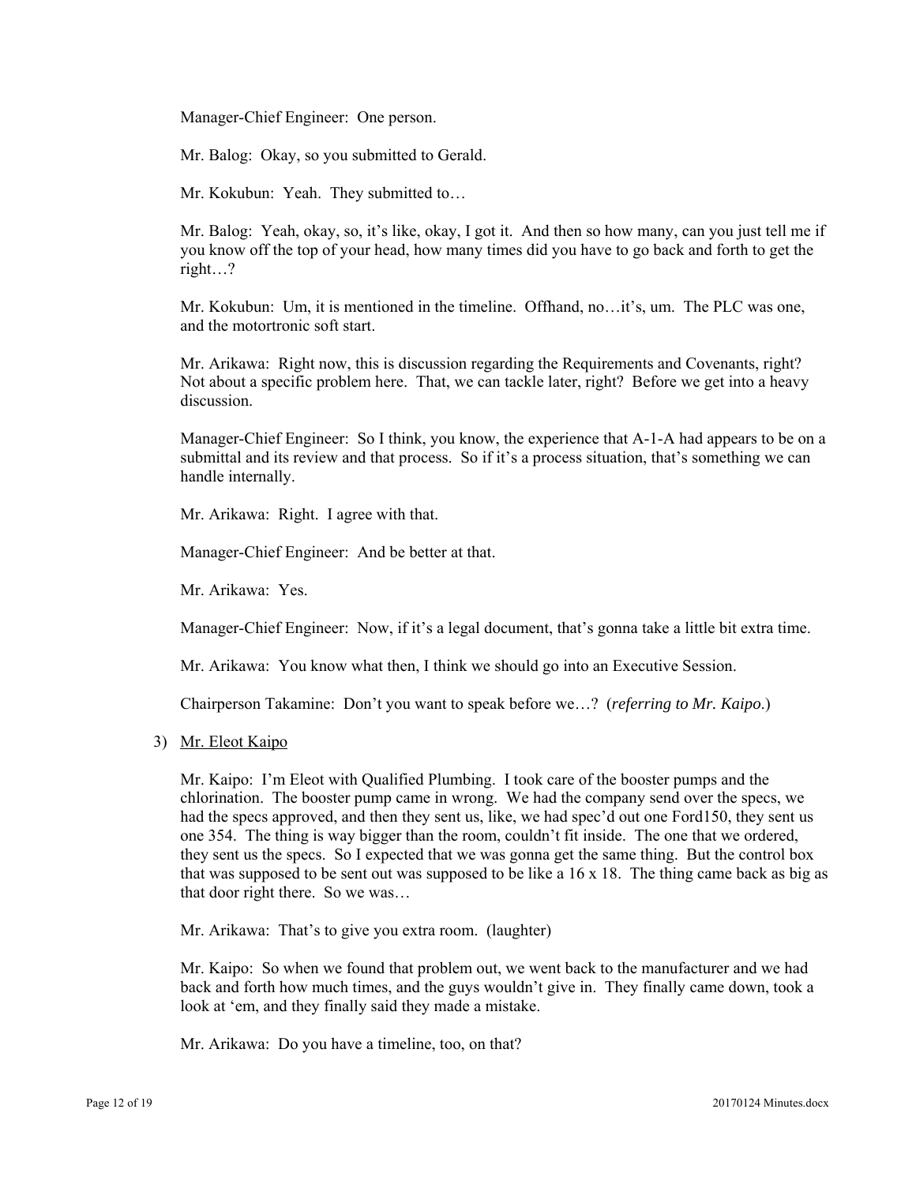Manager-Chief Engineer: One person.

Mr. Balog: Okay, so you submitted to Gerald.

Mr. Kokubun: Yeah. They submitted to…

Mr. Balog: Yeah, okay, so, it's like, okay, I got it. And then so how many, can you just tell me if you know off the top of your head, how many times did you have to go back and forth to get the right…?

Mr. Kokubun: Um, it is mentioned in the timeline. Offhand, no…it's, um. The PLC was one, and the motortronic soft start.

Mr. Arikawa: Right now, this is discussion regarding the Requirements and Covenants, right? Not about a specific problem here. That, we can tackle later, right? Before we get into a heavy discussion.

Manager-Chief Engineer: So I think, you know, the experience that A-1-A had appears to be on a submittal and its review and that process. So if it's a process situation, that's something we can handle internally.

Mr. Arikawa: Right. I agree with that.

Manager-Chief Engineer: And be better at that.

Mr. Arikawa: Yes.

Manager-Chief Engineer: Now, if it's a legal document, that's gonna take a little bit extra time.

Mr. Arikawa: You know what then, I think we should go into an Executive Session.

Chairperson Takamine: Don't you want to speak before we…? (*referring to Mr. Kaipo.*)

3) <u>Mr. Eleot Kaipo</u>

Mr. Kaipo: I'm Eleot with Qualified Plumbing. I took care of the booster pumps and the chlorination. The booster pump came in wrong. We had the company send over the specs, we had the specs approved, and then they sent us, like, we had spec'd out one Ford150, they sent us one 354. The thing is way bigger than the room, couldn't fit inside. The one that we ordered, they sent us the specs. So I expected that we was gonna get the same thing. But the control box that was supposed to be sent out was supposed to be like a 16 x 18. The thing came back as big as that door right there. So we was…

Mr. Arikawa: That's to give you extra room. (laughter)

Mr. Kaipo: So when we found that problem out, we went back to the manufacturer and we had back and forth how much times, and the guys wouldn't give in. They finally came down, took a look at 'em, and they finally said they made a mistake.

Mr. Arikawa: Do you have a timeline, too, on that?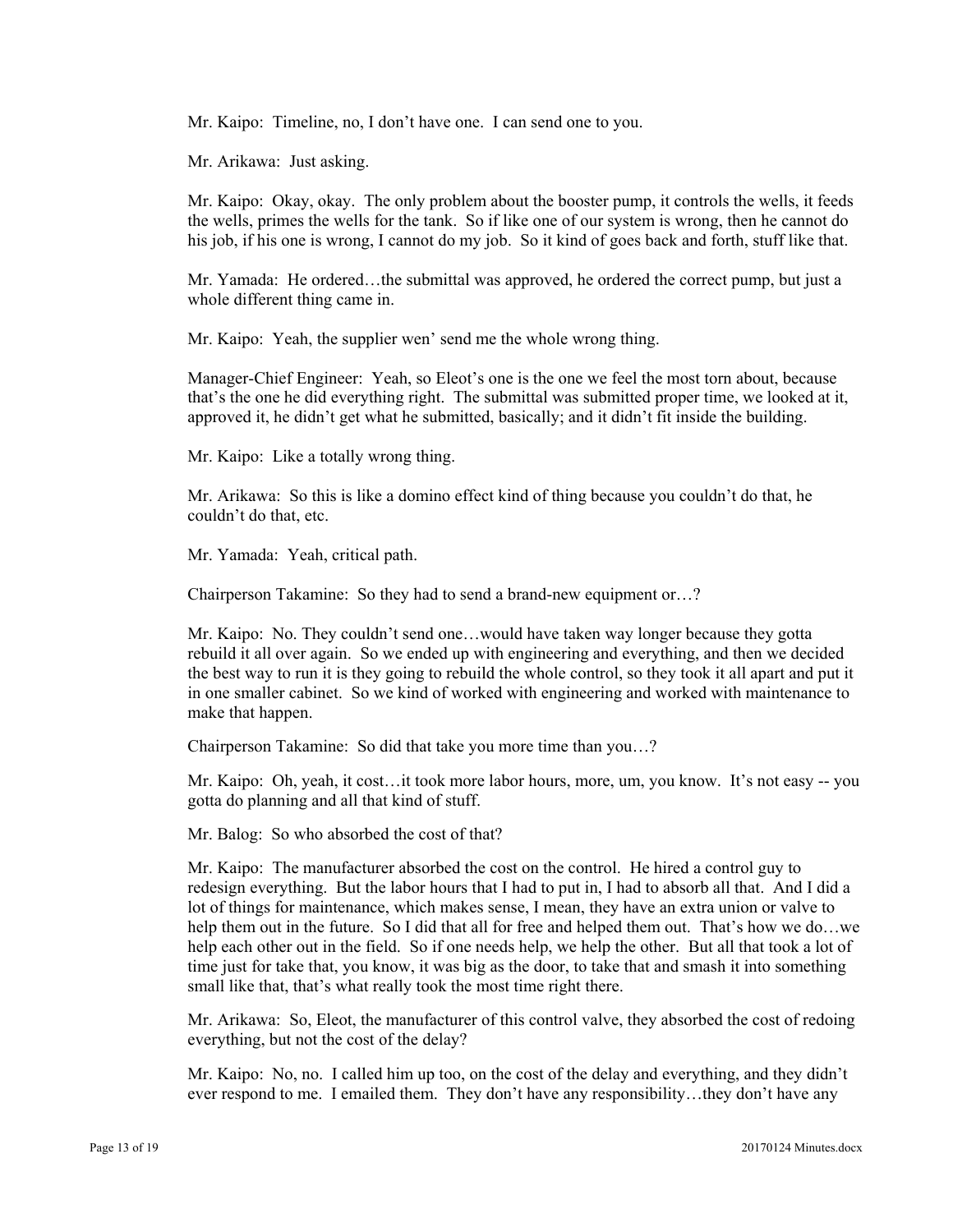Mr. Kaipo: Timeline, no, I don't have one. I can send one to you.

Mr. Arikawa: Just asking.

Mr. Kaipo: Okay, okay. The only problem about the booster pump, it controls the wells, it feeds the wells, primes the wells for the tank. So if like one of our system is wrong, then he cannot do his job, if his one is wrong, I cannot do my job. So it kind of goes back and forth, stuff like that.

Mr. Yamada: He ordered…the submittal was approved, he ordered the correct pump, but just a whole different thing came in.

Mr. Kaipo: Yeah, the supplier wen' send me the whole wrong thing.

Manager-Chief Engineer: Yeah, so Eleot's one is the one we feel the most torn about, because that's the one he did everything right. The submittal was submitted proper time, we looked at it, approved it, he didn't get what he submitted, basically; and it didn't fit inside the building.

Mr. Kaipo: Like a totally wrong thing.

Mr. Arikawa: So this is like a domino effect kind of thing because you couldn't do that, he couldn't do that, etc.

Mr. Yamada: Yeah, critical path.

Chairperson Takamine: So they had to send a brand-new equipment or…?

Mr. Kaipo: No. They couldn't send one…would have taken way longer because they gotta rebuild it all over again. So we ended up with engineering and everything, and then we decided the best way to run it is they going to rebuild the whole control, so they took it all apart and put it in one smaller cabinet. So we kind of worked with engineering and worked with maintenance to make that happen.

Chairperson Takamine: So did that take you more time than you…?

Mr. Kaipo: Oh, yeah, it cost…it took more labor hours, more, um, you know. It's not easy -- you gotta do planning and all that kind of stuff.

Mr. Balog: So who absorbed the cost of that?

Mr. Kaipo: The manufacturer absorbed the cost on the control. He hired a control guy to redesign everything. But the labor hours that I had to put in, I had to absorb all that. And I did a lot of things for maintenance, which makes sense, I mean, they have an extra union or valve to help them out in the future. So I did that all for free and helped them out. That's how we do…we help each other out in the field. So if one needs help, we help the other. But all that took a lot of time just for take that, you know, it was big as the door, to take that and smash it into something small like that, that's what really took the most time right there.

Mr. Arikawa: So, Eleot, the manufacturer of this control valve, they absorbed the cost of redoing everything, but not the cost of the delay?

Mr. Kaipo: No, no. I called him up too, on the cost of the delay and everything, and they didn't ever respond to me. I emailed them. They don't have any responsibility…they don't have any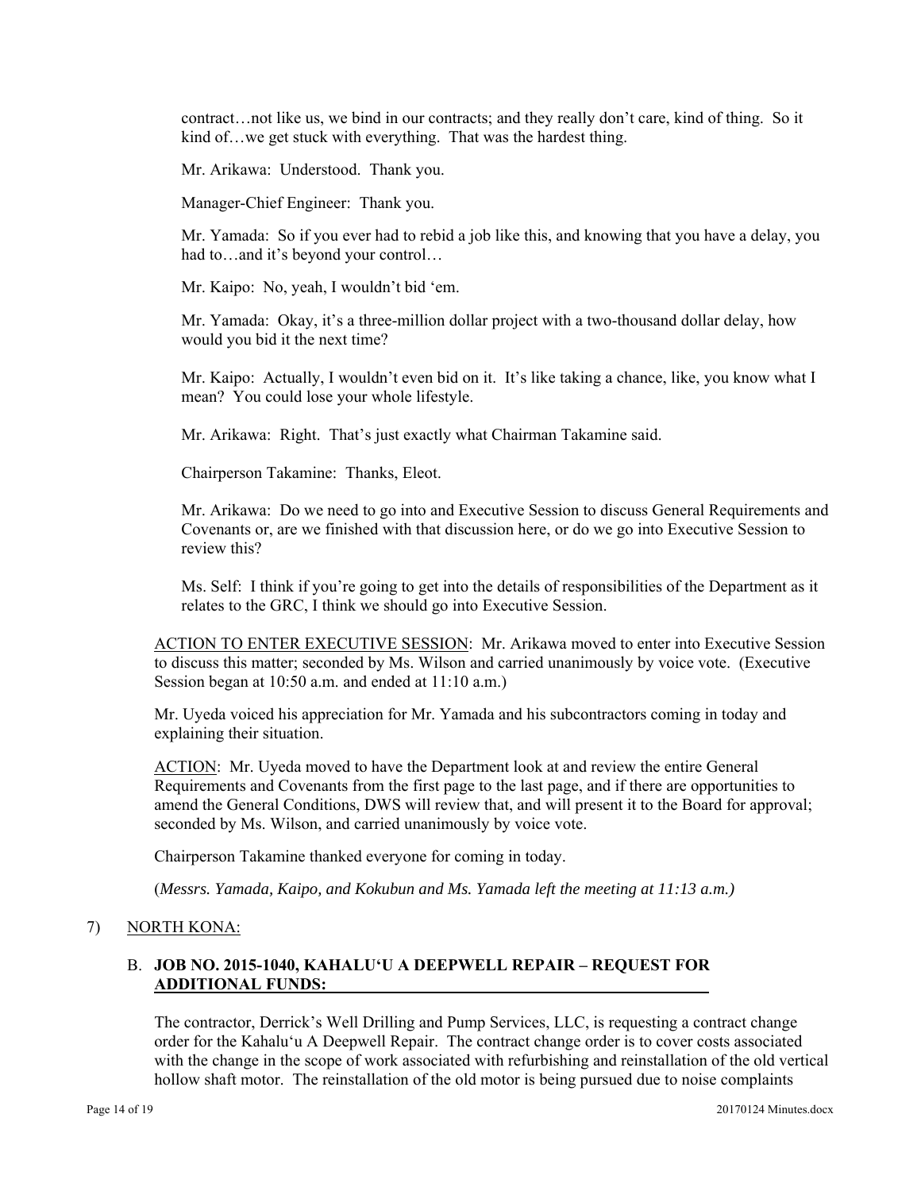contract…not like us, we bind in our contracts; and they really don't care, kind of thing. So it kind of…we get stuck with everything. That was the hardest thing.

Mr. Arikawa: Understood. Thank you.

Manager-Chief Engineer: Thank you.

Mr. Yamada: So if you ever had to rebid a job like this, and knowing that you have a delay, you had to…and it's beyond your control…

Mr. Kaipo: No, yeah, I wouldn't bid 'em.

Mr. Yamada: Okay, it's a three-million dollar project with a two-thousand dollar delay, how would you bid it the next time?

Mr. Kaipo: Actually, I wouldn't even bid on it. It's like taking a chance, like, you know what I mean? You could lose your whole lifestyle.

Mr. Arikawa: Right. That's just exactly what Chairman Takamine said.

Chairperson Takamine: Thanks, Eleot.

Mr. Arikawa: Do we need to go into and Executive Session to discuss General Requirements and Covenants or, are we finished with that discussion here, or do we go into Executive Session to review this?

Ms. Self: I think if you're going to get into the details of responsibilities of the Department as it relates to the GRC, I think we should go into Executive Session.

ACTION TO ENTER EXECUTIVE SESSION: Mr. Arikawa moved to enter into Executive Session to discuss this matter; seconded by Ms. Wilson and carried unanimously by voice vote. (Executive Session began at 10:50 a.m. and ended at 11:10 a.m.)

Mr. Uyeda voiced his appreciation for Mr. Yamada and his subcontractors coming in today and explaining their situation.

ACTION: Mr. Uyeda moved to have the Department look at and review the entire General Requirements and Covenants from the first page to the last page, and if there are opportunities to amend the General Conditions, DWS will review that, and will present it to the Board for approval; seconded by Ms. Wilson, and carried unanimously by voice vote.

Chairperson Takamine thanked everyone for coming in today.

(*Messrs. Yamada, Kaipo, and Kokubun and Ms. Yamada left the meeting at 11:13 a.m.)*

7) NORTH KONA:

B. **JOB NO. 2015-1040, KAHALU'U A DEEPWELL REPAIR – REQUEST FOR ADDITIONAL FUNDS:**

The contractor, Derrick's Well Drilling and Pump Services, LLC, is requesting a contract change order for the Kahalu'u A Deepwell Repair. The contract change order is to cover costs associated with the change in the scope of work associated with refurbishing and reinstallation of the old vertical hollow shaft motor. The reinstallation of the old motor is being pursued due to noise complaints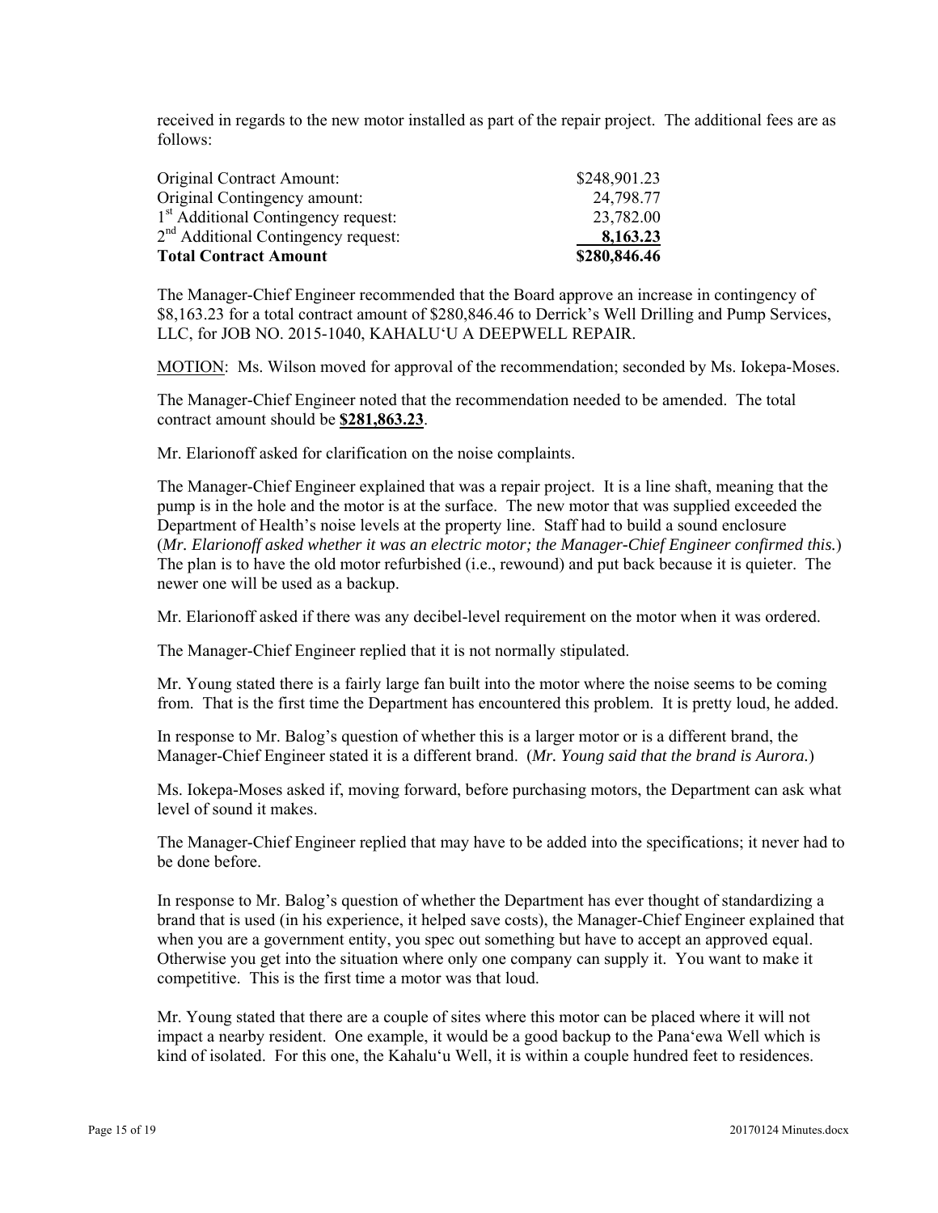received in regards to the new motor installed as part of the repair project. The additional fees are as follows:

| | |
|---|---|
| Original Contract Amount: | $248,901.23 |
| Original Contingency amount: | 24,798.77 |
| 1st Additional Contingency request: | 23,782.00 |
| 2nd Additional Contingency request: | **8,163.23** |
| **Total Contract Amount** | **$280,846.46** |

The Manager-Chief Engineer recommended that the Board approve an increase in contingency of $8,163.23 for a total contract amount of $280,846.46 to Derrick's Well Drilling and Pump Services, LLC, for JOB NO. 2015-1040, KAHALU'U A DEEPWELL REPAIR.

MOTION: Ms. Wilson moved for approval of the recommendation; seconded by Ms. Iokepa-Moses.

The Manager-Chief Engineer noted that the recommendation needed to be amended. The total contract amount should be **$281,863.23**.

Mr. Elarionoff asked for clarification on the noise complaints.

The Manager-Chief Engineer explained that was a repair project. It is a line shaft, meaning that the pump is in the hole and the motor is at the surface. The new motor that was supplied exceeded the Department of Health's noise levels at the property line. Staff had to build a sound enclosure (*Mr. Elarionoff asked whether it was an electric motor; the Manager-Chief Engineer confirmed this.*) The plan is to have the old motor refurbished (i.e., rewound) and put back because it is quieter. The newer one will be used as a backup.

Mr. Elarionoff asked if there was any decibel-level requirement on the motor when it was ordered.

The Manager-Chief Engineer replied that it is not normally stipulated.

Mr. Young stated there is a fairly large fan built into the motor where the noise seems to be coming from. That is the first time the Department has encountered this problem. It is pretty loud, he added.

In response to Mr. Balog's question of whether this is a larger motor or is a different brand, the Manager-Chief Engineer stated it is a different brand. (*Mr. Young said that the brand is Aurora.*)

Ms. Iokepa-Moses asked if, moving forward, before purchasing motors, the Department can ask what level of sound it makes.

The Manager-Chief Engineer replied that may have to be added into the specifications; it never had to be done before.

In response to Mr. Balog's question of whether the Department has ever thought of standardizing a brand that is used (in his experience, it helped save costs), the Manager-Chief Engineer explained that when you are a government entity, you spec out something but have to accept an approved equal. Otherwise you get into the situation where only one company can supply it. You want to make it competitive. This is the first time a motor was that loud.

Mr. Young stated that there are a couple of sites where this motor can be placed where it will not impact a nearby resident. One example, it would be a good backup to the Pana'ewa Well which is kind of isolated. For this one, the Kahalu'u Well, it is within a couple hundred feet to residences.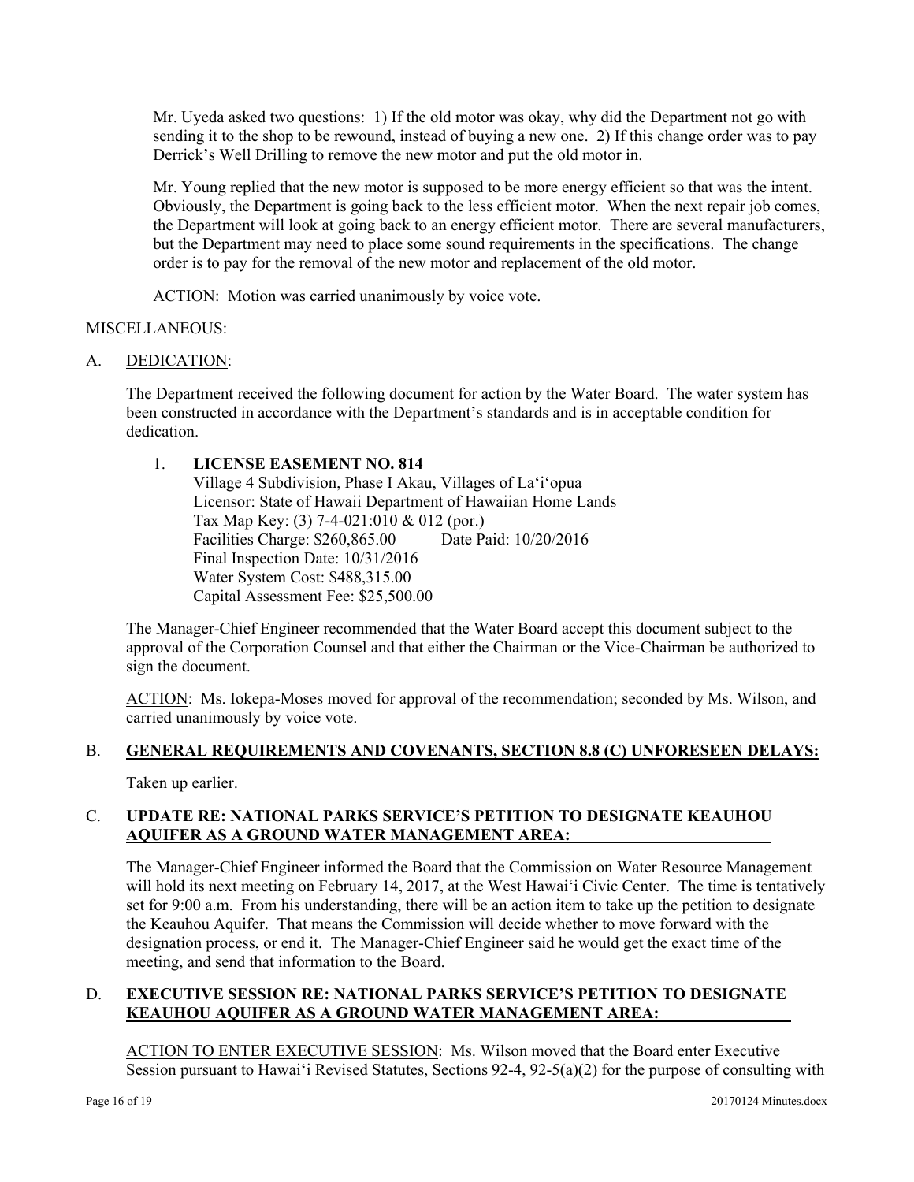Mr. Uyeda asked two questions: 1) If the old motor was okay, why did the Department not go with sending it to the shop to be rewound, instead of buying a new one. 2) If this change order was to pay Derrick's Well Drilling to remove the new motor and put the old motor in.

Mr. Young replied that the new motor is supposed to be more energy efficient so that was the intent. Obviously, the Department is going back to the less efficient motor. When the next repair job comes, the Department will look at going back to an energy efficient motor. There are several manufacturers, but the Department may need to place some sound requirements in the specifications. The change order is to pay for the removal of the new motor and replacement of the old motor.

<u>ACTION</u>: Motion was carried unanimously by voice vote.

<u>MISCELLANEOUS:</u>

A. <u>DEDICATION</u>:

The Department received the following document for action by the Water Board. The water system has been constructed in accordance with the Department's standards and is in acceptable condition for dedication.

1. **LICENSE EASEMENT NO. 814**
   Village 4 Subdivision, Phase I Akau, Villages of La'i'opua
   Licensor: State of Hawaii Department of Hawaiian Home Lands
   Tax Map Key: (3) 7-4-021:010 & 012 (por.)
   Facilities Charge: $260,865.00     Date Paid: 10/20/2016
   Final Inspection Date: 10/31/2016
   Water System Cost: $488,315.00
   Capital Assessment Fee: $25,500.00

The Manager-Chief Engineer recommended that the Water Board accept this document subject to the approval of the Corporation Counsel and that either the Chairman or the Vice-Chairman be authorized to sign the document.

<u>ACTION</u>: Ms. Iokepa-Moses moved for approval of the recommendation; seconded by Ms. Wilson, and carried unanimously by voice vote.

B. **<u>GENERAL REQUIREMENTS AND COVENANTS, SECTION 8.8 (C) UNFORESEEN DELAYS:</u>**

Taken up earlier.

C. **<u>UPDATE RE: NATIONAL PARKS SERVICE'S PETITION TO DESIGNATE KEAUHOU AQUIFER AS A GROUND WATER MANAGEMENT AREA:</u>**

The Manager-Chief Engineer informed the Board that the Commission on Water Resource Management will hold its next meeting on February 14, 2017, at the West Hawai'i Civic Center. The time is tentatively set for 9:00 a.m. From his understanding, there will be an action item to take up the petition to designate the Keauhou Aquifer. That means the Commission will decide whether to move forward with the designation process, or end it. The Manager-Chief Engineer said he would get the exact time of the meeting, and send that information to the Board.

D. **<u>EXECUTIVE SESSION RE: NATIONAL PARKS SERVICE'S PETITION TO DESIGNATE KEAUHOU AQUIFER AS A GROUND WATER MANAGEMENT AREA:</u>**

<u>ACTION TO ENTER EXECUTIVE SESSION</u>: Ms. Wilson moved that the Board enter Executive Session pursuant to Hawai'i Revised Statutes, Sections 92-4, 92-5(a)(2) for the purpose of consulting with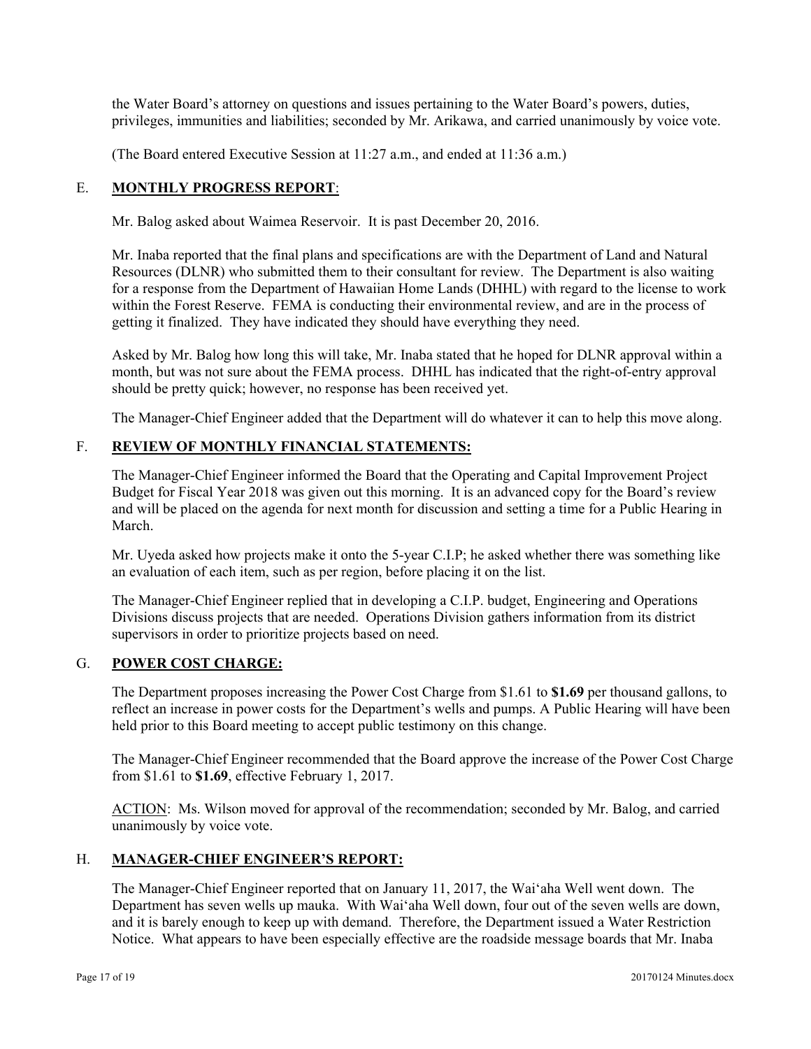the Water Board's attorney on questions and issues pertaining to the Water Board's powers, duties, privileges, immunities and liabilities; seconded by Mr. Arikawa, and carried unanimously by voice vote.

(The Board entered Executive Session at 11:27 a.m., and ended at 11:36 a.m.)

## E. **MONTHLY PROGRESS REPORT**:

Mr. Balog asked about Waimea Reservoir. It is past December 20, 2016.

Mr. Inaba reported that the final plans and specifications are with the Department of Land and Natural Resources (DLNR) who submitted them to their consultant for review. The Department is also waiting for a response from the Department of Hawaiian Home Lands (DHHL) with regard to the license to work within the Forest Reserve. FEMA is conducting their environmental review, and are in the process of getting it finalized. They have indicated they should have everything they need.

Asked by Mr. Balog how long this will take, Mr. Inaba stated that he hoped for DLNR approval within a month, but was not sure about the FEMA process. DHHL has indicated that the right-of-entry approval should be pretty quick; however, no response has been received yet.

The Manager-Chief Engineer added that the Department will do whatever it can to help this move along.

## F. **REVIEW OF MONTHLY FINANCIAL STATEMENTS:**

The Manager-Chief Engineer informed the Board that the Operating and Capital Improvement Project Budget for Fiscal Year 2018 was given out this morning. It is an advanced copy for the Board's review and will be placed on the agenda for next month for discussion and setting a time for a Public Hearing in March.

Mr. Uyeda asked how projects make it onto the 5-year C.I.P; he asked whether there was something like an evaluation of each item, such as per region, before placing it on the list.

The Manager-Chief Engineer replied that in developing a C.I.P. budget, Engineering and Operations Divisions discuss projects that are needed. Operations Division gathers information from its district supervisors in order to prioritize projects based on need.

## G. **POWER COST CHARGE:**

The Department proposes increasing the Power Cost Charge from $1.61 to **$1.69** per thousand gallons, to reflect an increase in power costs for the Department's wells and pumps. A Public Hearing will have been held prior to this Board meeting to accept public testimony on this change.

The Manager-Chief Engineer recommended that the Board approve the increase of the Power Cost Charge from $1.61 to **$1.69**, effective February 1, 2017.

ACTION: Ms. Wilson moved for approval of the recommendation; seconded by Mr. Balog, and carried unanimously by voice vote.

## H. **MANAGER-CHIEF ENGINEER'S REPORT:**

The Manager-Chief Engineer reported that on January 11, 2017, the Waiʻaha Well went down. The Department has seven wells up mauka. With Waiʻaha Well down, four out of the seven wells are down, and it is barely enough to keep up with demand. Therefore, the Department issued a Water Restriction Notice. What appears to have been especially effective are the roadside message boards that Mr. Inaba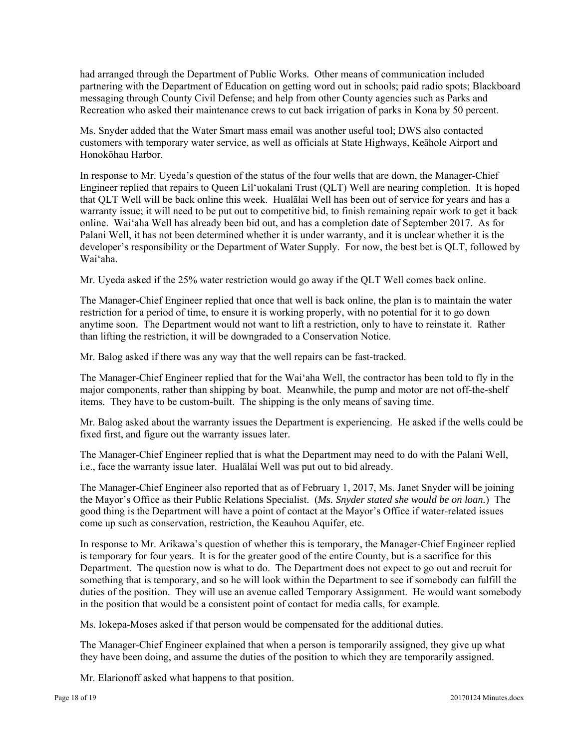had arranged through the Department of Public Works. Other means of communication included partnering with the Department of Education on getting word out in schools; paid radio spots; Blackboard messaging through County Civil Defense; and help from other County agencies such as Parks and Recreation who asked their maintenance crews to cut back irrigation of parks in Kona by 50 percent.

Ms. Snyder added that the Water Smart mass email was another useful tool; DWS also contacted customers with temporary water service, as well as officials at State Highways, Keāhole Airport and Honokōhau Harbor.

In response to Mr. Uyeda's question of the status of the four wells that are down, the Manager-Chief Engineer replied that repairs to Queen Lil'uokalani Trust (QLT) Well are nearing completion. It is hoped that QLT Well will be back online this week. Hualālai Well has been out of service for years and has a warranty issue; it will need to be put out to competitive bid, to finish remaining repair work to get it back online. Wai'aha Well has already been bid out, and has a completion date of September 2017. As for Palani Well, it has not been determined whether it is under warranty, and it is unclear whether it is the developer's responsibility or the Department of Water Supply. For now, the best bet is QLT, followed by Wai'aha.

Mr. Uyeda asked if the 25% water restriction would go away if the QLT Well comes back online.

The Manager-Chief Engineer replied that once that well is back online, the plan is to maintain the water restriction for a period of time, to ensure it is working properly, with no potential for it to go down anytime soon. The Department would not want to lift a restriction, only to have to reinstate it. Rather than lifting the restriction, it will be downgraded to a Conservation Notice.

Mr. Balog asked if there was any way that the well repairs can be fast-tracked.

The Manager-Chief Engineer replied that for the Wai'aha Well, the contractor has been told to fly in the major components, rather than shipping by boat. Meanwhile, the pump and motor are not off-the-shelf items. They have to be custom-built. The shipping is the only means of saving time.

Mr. Balog asked about the warranty issues the Department is experiencing. He asked if the wells could be fixed first, and figure out the warranty issues later.

The Manager-Chief Engineer replied that is what the Department may need to do with the Palani Well, i.e., face the warranty issue later. Hualālai Well was put out to bid already.

The Manager-Chief Engineer also reported that as of February 1, 2017, Ms. Janet Snyder will be joining the Mayor's Office as their Public Relations Specialist. (*Ms. Snyder stated she would be on loan.*) The good thing is the Department will have a point of contact at the Mayor's Office if water-related issues come up such as conservation, restriction, the Keauhou Aquifer, etc.

In response to Mr. Arikawa's question of whether this is temporary, the Manager-Chief Engineer replied is temporary for four years. It is for the greater good of the entire County, but is a sacrifice for this Department. The question now is what to do. The Department does not expect to go out and recruit for something that is temporary, and so he will look within the Department to see if somebody can fulfill the duties of the position. They will use an avenue called Temporary Assignment. He would want somebody in the position that would be a consistent point of contact for media calls, for example.

Ms. Iokepa-Moses asked if that person would be compensated for the additional duties.

The Manager-Chief Engineer explained that when a person is temporarily assigned, they give up what they have been doing, and assume the duties of the position to which they are temporarily assigned.

Mr. Elarionoff asked what happens to that position.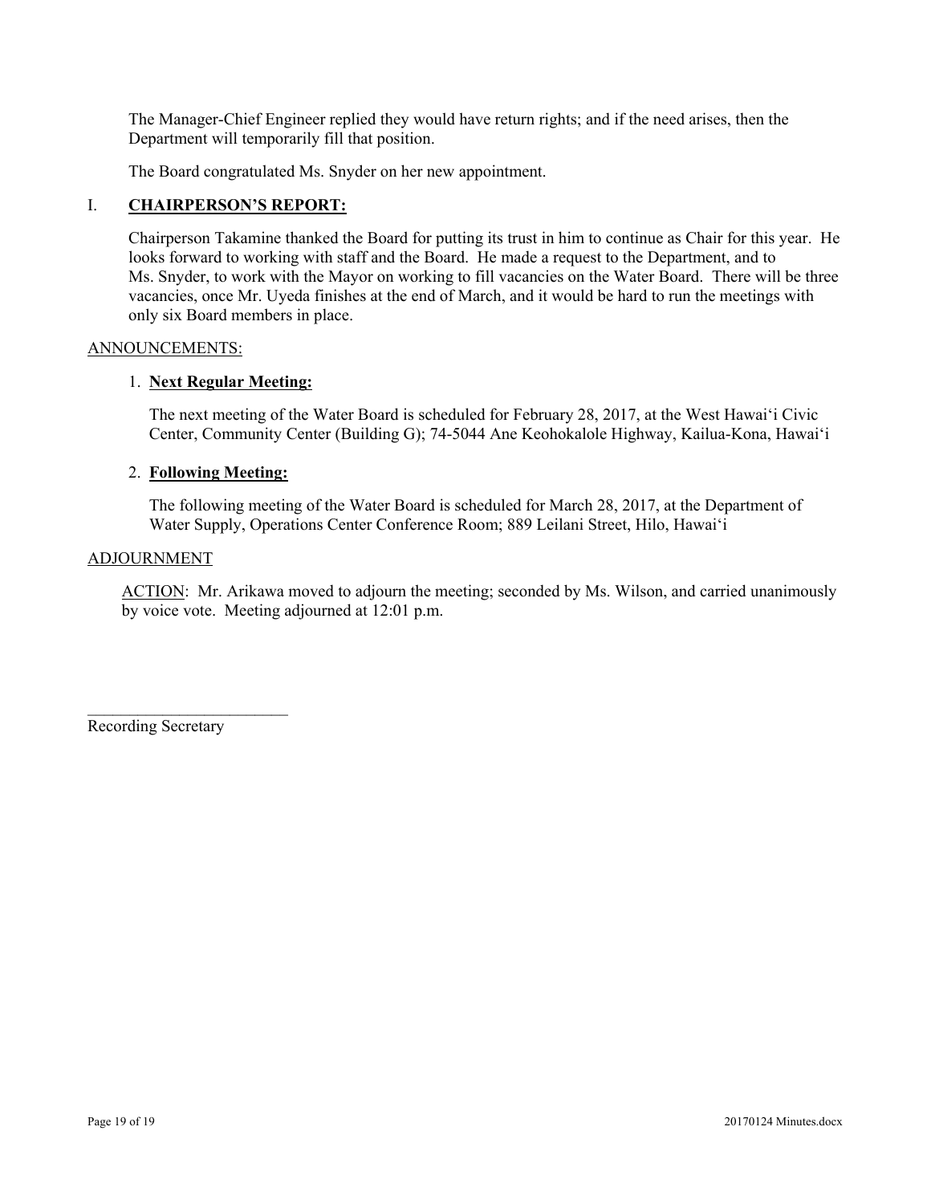The Manager-Chief Engineer replied they would have return rights; and if the need arises, then the Department will temporarily fill that position.

The Board congratulated Ms. Snyder on her new appointment.

## I. **CHAIRPERSON'S REPORT:**

Chairperson Takamine thanked the Board for putting its trust in him to continue as Chair for this year. He looks forward to working with staff and the Board. He made a request to the Department, and to Ms. Snyder, to work with the Mayor on working to fill vacancies on the Water Board. There will be three vacancies, once Mr. Uyeda finishes at the end of March, and it would be hard to run the meetings with only six Board members in place.

ANNOUNCEMENTS:

1. **Next Regular Meeting:**

   The next meeting of the Water Board is scheduled for February 28, 2017, at the West Hawai'i Civic Center, Community Center (Building G); 74-5044 Ane Keohokalole Highway, Kailua-Kona, Hawai'i

2. **Following Meeting:**

   The following meeting of the Water Board is scheduled for March 28, 2017, at the Department of Water Supply, Operations Center Conference Room; 889 Leilani Street, Hilo, Hawai'i

ADJOURNMENT

ACTION: Mr. Arikawa moved to adjourn the meeting; seconded by Ms. Wilson, and carried unanimously by voice vote. Meeting adjourned at 12:01 p.m.

\_\_\_\_\_\_\_\_\_\_\_\_\_\_\_\_\_\_\_\_\_\_\_\_\_

Recording Secretary